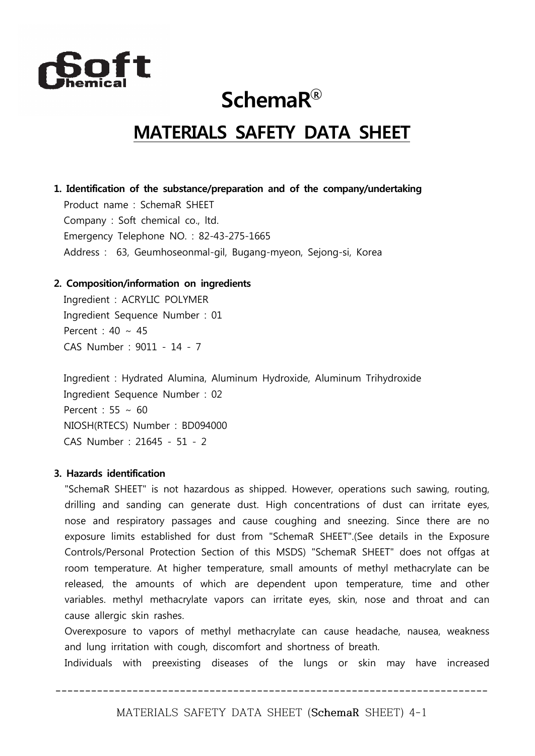# SchemaR®

## MATERIALS SAFETY DATA SHEET

### 1. Identification of the substance/preparation and of the company/undertaking

Product name : SchemaR SHEET
Company : Soft chemical co., ltd.
Emergency Telephone NO. : 82-43-275-1665
Address : 63, Geumhoseonmal-gil, Bugang-myeon, Sejong-si, Korea

### 2. Composition/information on ingredients

Ingredient : ACRYLIC POLYMER
Ingredient Sequence Number : 01
Percent : 40 ~ 45
CAS Number : 9011 - 14 - 7

Ingredient : Hydrated Alumina, Aluminum Hydroxide, Aluminum Trihydroxide
Ingredient Sequence Number : 02
Percent : 55 ~ 60
NIOSH(RTECS) Number : BD094000
CAS Number : 21645 - 51 - 2

### 3. Hazards identification

"SchemaR SHEET" is not hazardous as shipped. However, operations such sawing, routing, drilling and sanding can generate dust. High concentrations of dust can irritate eyes, nose and respiratory passages and cause coughing and sneezing. Since there are no exposure limits established for dust from "SchemaR SHEET".(See details in the Exposure Controls/Personal Protection Section of this MSDS) "SchemaR SHEET" does not offgas at room temperature. At higher temperature, small amounts of methyl methacrylate can be released, the amounts of which are dependent upon temperature, time and other variables. methyl methacrylate vapors can irritate eyes, skin, nose and throat and can cause allergic skin rashes.

Overexposure to vapors of methyl methacrylate can cause headache, nausea, weakness and lung irritation with cough, discomfort and shortness of breath.

Individuals with preexisting diseases of the lungs or skin may have increased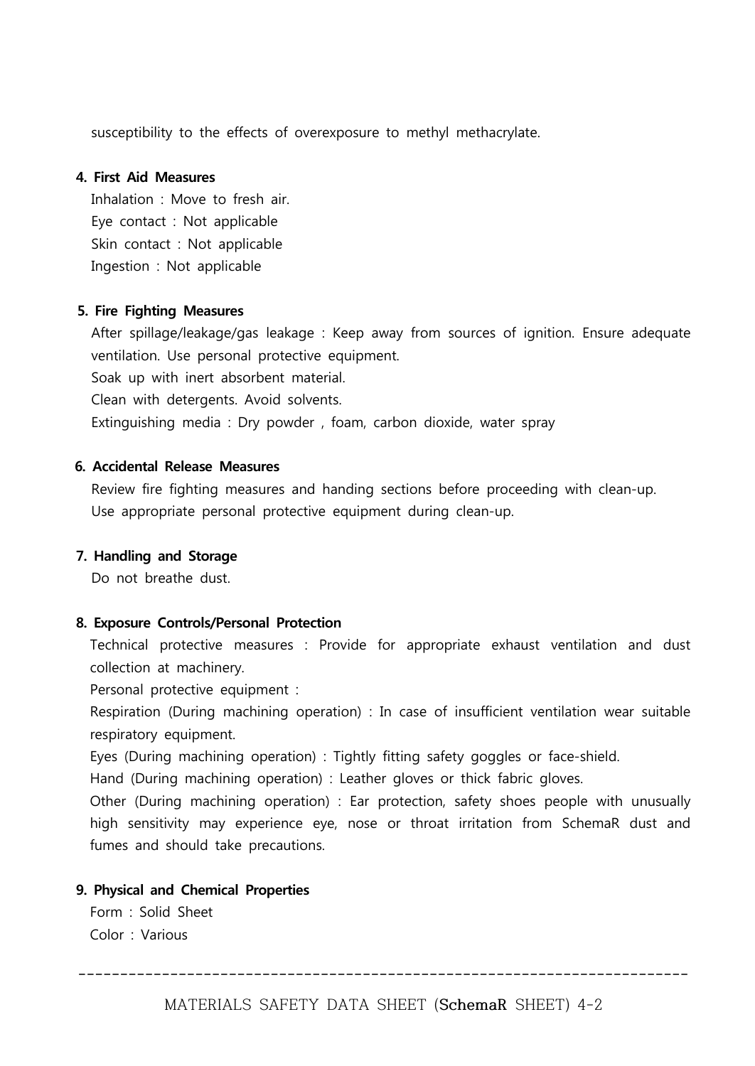susceptibility to the effects of overexposure to methyl methacrylate.

**4. First Aid Measures**

Inhalation : Move to fresh air.
Eye contact : Not applicable
Skin contact : Not applicable
Ingestion : Not applicable

**5. Fire Fighting Measures**

After spillage/leakage/gas leakage : Keep away from sources of ignition. Ensure adequate ventilation. Use personal protective equipment.
Soak up with inert absorbent material.
Clean with detergents. Avoid solvents.
Extinguishing media : Dry powder , foam, carbon dioxide, water spray

**6. Accidental Release Measures**

Review fire fighting measures and handing sections before proceeding with clean-up.
Use appropriate personal protective equipment during clean-up.

**7. Handling and Storage**

Do not breathe dust.

**8. Exposure Controls/Personal Protection**

Technical protective measures : Provide for appropriate exhaust ventilation and dust collection at machinery.
Personal protective equipment :
Respiration (During machining operation) : In case of insufficient ventilation wear suitable respiratory equipment.
Eyes (During machining operation) : Tightly fitting safety goggles or face-shield.
Hand (During machining operation) : Leather gloves or thick fabric gloves.
Other (During machining operation) : Ear protection, safety shoes people with unusually high sensitivity may experience eye, nose or throat irritation from SchemaR dust and fumes and should take precautions.

**9. Physical and Chemical Properties**

Form : Solid Sheet
Color : Various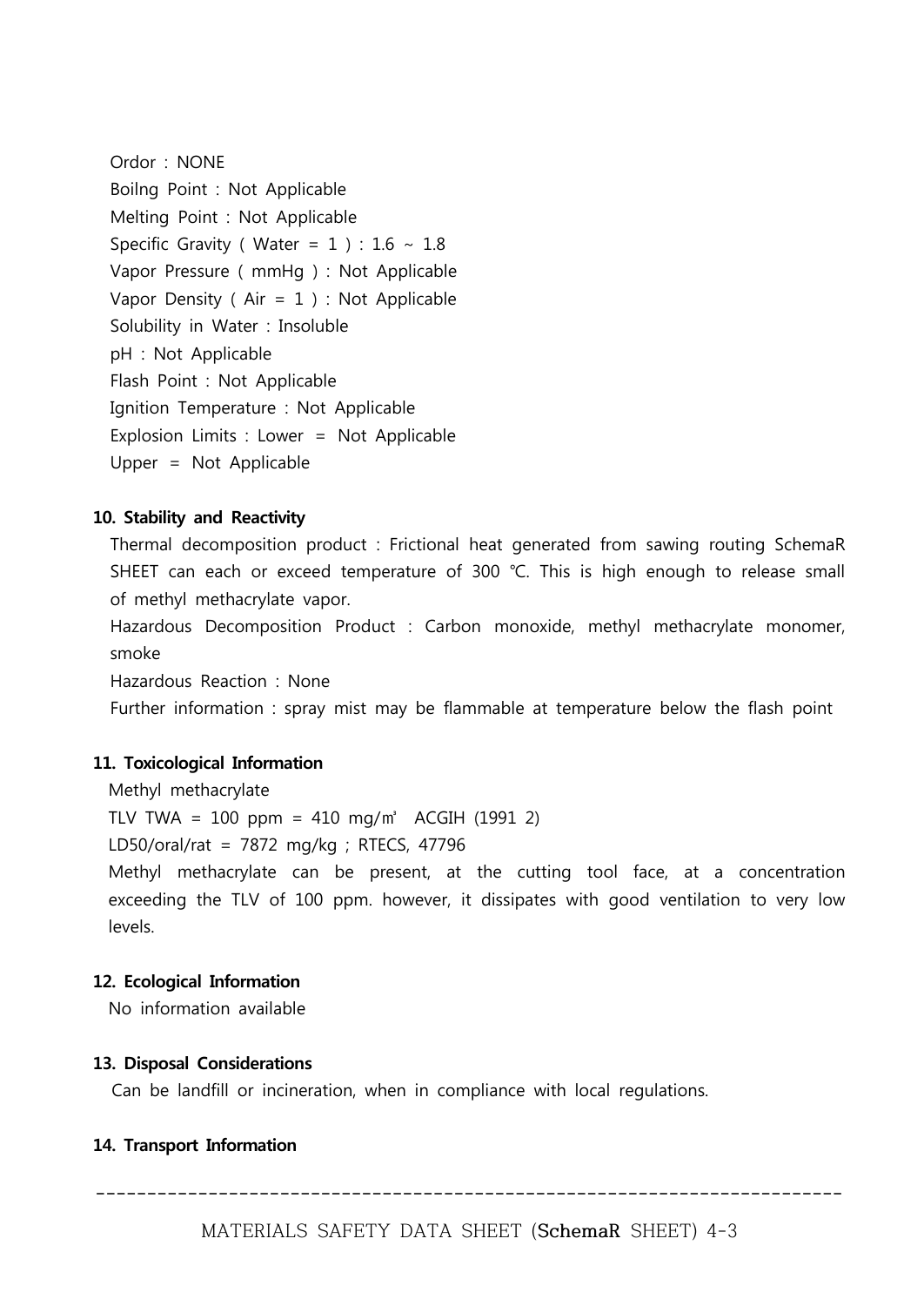Ordor : NONE
Boilng Point : Not Applicable
Melting Point : Not Applicable
Specific Gravity ( Water = 1 ) : 1.6 ~ 1.8
Vapor Pressure ( mmHg ) : Not Applicable
Vapor Density ( Air = 1 ) : Not Applicable
Solubility in Water : Insoluble
pH : Not Applicable
Flash Point : Not Applicable
Ignition Temperature : Not Applicable
Explosion Limits : Lower = Not Applicable
Upper = Not Applicable

**10. Stability and Reactivity**

Thermal decomposition product : Frictional heat generated from sawing routing SchemaR SHEET can each or exceed temperature of 300 ℃. This is high enough to release small of methyl methacrylate vapor.

Hazardous Decomposition Product : Carbon monoxide, methyl methacrylate monomer, smoke

Hazardous Reaction : None

Further information : spray mist may be flammable at temperature below the flash point

**11. Toxicological Information**

Methyl methacrylate

TLV TWA = 100 ppm = 410 mg/㎥ ACGIH (1991 2)

LD50/oral/rat = 7872 mg/kg ; RTECS, 47796

Methyl methacrylate can be present, at the cutting tool face, at a concentration exceeding the TLV of 100 ppm. however, it dissipates with good ventilation to very low levels.

**12. Ecological Information**

No information available

**13. Disposal Considerations**

Can be landfill or incineration, when in compliance with local regulations.

**14. Transport Information**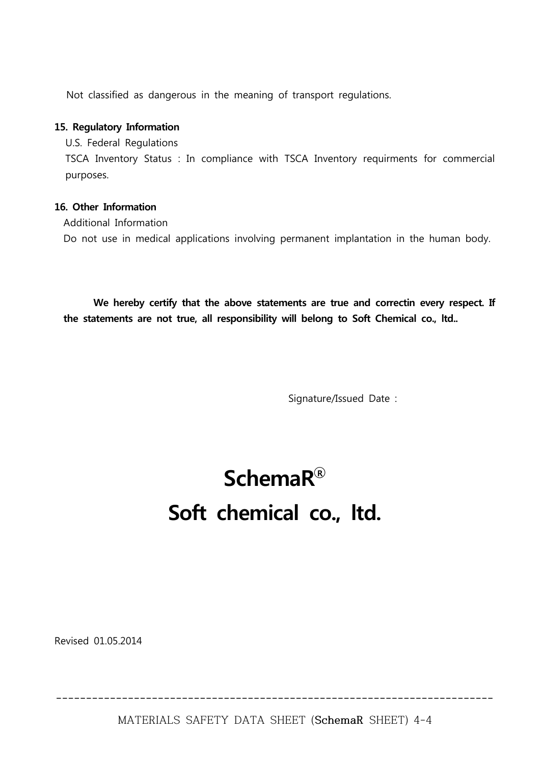Not classified as dangerous in the meaning of transport regulations.

**15. Regulatory Information**

U.S. Federal Regulations

TSCA Inventory Status : In compliance with TSCA Inventory requirments for commercial purposes.

**16. Other Information**

Additional Information

Do not use in medical applications involving permanent implantation in the human body.

**We hereby certify that the above statements are true and correctin every respect. If the statements are not true, all responsibility will belong to Soft Chemical co., ltd..**

Signature/Issued Date :

# SchemaR®

# Soft chemical co., ltd.

Revised 01.05.2014